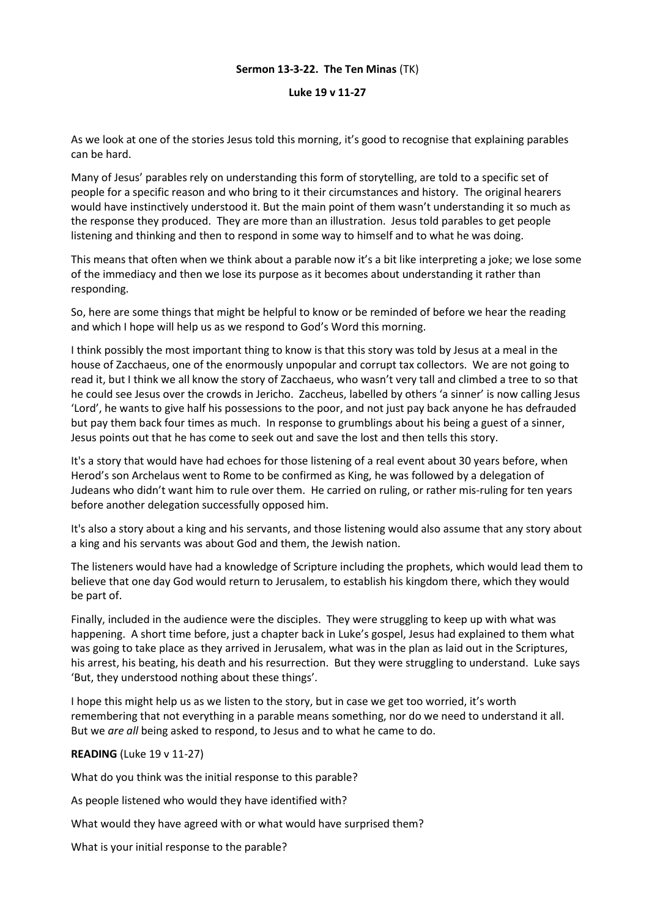**Sermon 13-3-22. The Ten Minas** (TK)

**Luke 19 v 11-27**

As we look at one of the stories Jesus told this morning, it's good to recognise that explaining parables can be hard.

Many of Jesus' parables rely on understanding this form of storytelling, are told to a specific set of people for a specific reason and who bring to it their circumstances and history. The original hearers would have instinctively understood it. But the main point of them wasn't understanding it so much as the response they produced. They are more than an illustration. Jesus told parables to get people listening and thinking and then to respond in some way to himself and to what he was doing.

This means that often when we think about a parable now it's a bit like interpreting a joke; we lose some of the immediacy and then we lose its purpose as it becomes about understanding it rather than responding.

So, here are some things that might be helpful to know or be reminded of before we hear the reading and which I hope will help us as we respond to God's Word this morning.

I think possibly the most important thing to know is that this story was told by Jesus at a meal in the house of Zacchaeus, one of the enormously unpopular and corrupt tax collectors. We are not going to read it, but I think we all know the story of Zacchaeus, who wasn't very tall and climbed a tree to so that he could see Jesus over the crowds in Jericho. Zaccheus, labelled by others 'a sinner' is now calling Jesus 'Lord', he wants to give half his possessions to the poor, and not just pay back anyone he has defrauded but pay them back four times as much. In response to grumblings about his being a guest of a sinner, Jesus points out that he has come to seek out and save the lost and then tells this story.

It's a story that would have had echoes for those listening of a real event about 30 years before, when Herod's son Archelaus went to Rome to be confirmed as King, he was followed by a delegation of Judeans who didn't want him to rule over them. He carried on ruling, or rather mis-ruling for ten years before another delegation successfully opposed him.

It's also a story about a king and his servants, and those listening would also assume that any story about a king and his servants was about God and them, the Jewish nation.

The listeners would have had a knowledge of Scripture including the prophets, which would lead them to believe that one day God would return to Jerusalem, to establish his kingdom there, which they would be part of.

Finally, included in the audience were the disciples. They were struggling to keep up with what was happening. A short time before, just a chapter back in Luke's gospel, Jesus had explained to them what was going to take place as they arrived in Jerusalem, what was in the plan as laid out in the Scriptures, his arrest, his beating, his death and his resurrection. But they were struggling to understand. Luke says 'But, they understood nothing about these things'.

I hope this might help us as we listen to the story, but in case we get too worried, it's worth remembering that not everything in a parable means something, nor do we need to understand it all. But we *are all* being asked to respond, to Jesus and to what he came to do.

**READING** (Luke 19 v 11-27)

What do you think was the initial response to this parable?

As people listened who would they have identified with?

What would they have agreed with or what would have surprised them?

What is your initial response to the parable?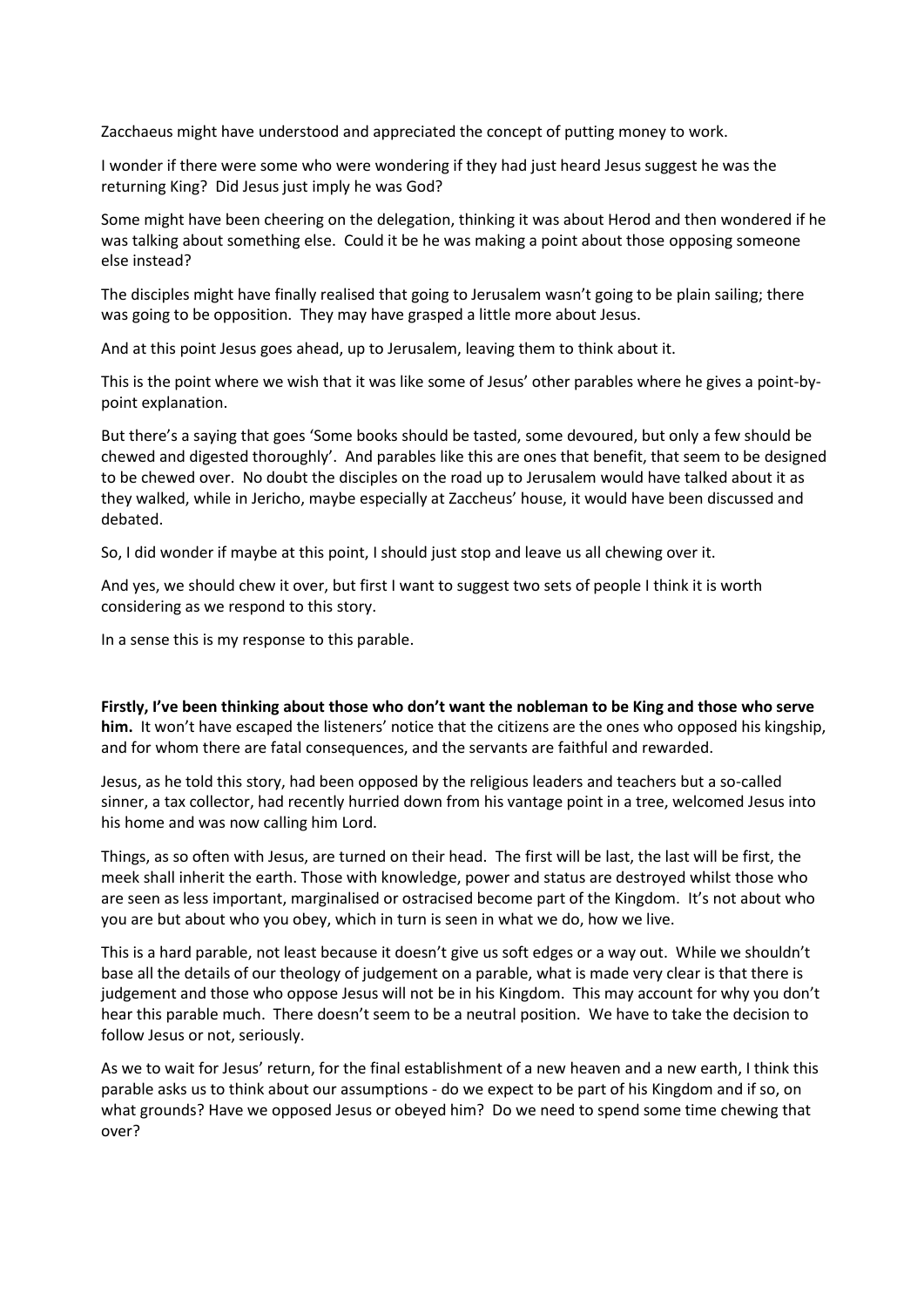Zacchaeus might have understood and appreciated the concept of putting money to work.

I wonder if there were some who were wondering if they had just heard Jesus suggest he was the returning King? Did Jesus just imply he was God?

Some might have been cheering on the delegation, thinking it was about Herod and then wondered if he was talking about something else. Could it be he was making a point about those opposing someone else instead?

The disciples might have finally realised that going to Jerusalem wasn't going to be plain sailing; there was going to be opposition. They may have grasped a little more about Jesus.

And at this point Jesus goes ahead, up to Jerusalem, leaving them to think about it.

This is the point where we wish that it was like some of Jesus' other parables where he gives a point-by-point explanation.

But there's a saying that goes 'Some books should be tasted, some devoured, but only a few should be chewed and digested thoroughly'. And parables like this are ones that benefit, that seem to be designed to be chewed over. No doubt the disciples on the road up to Jerusalem would have talked about it as they walked, while in Jericho, maybe especially at Zaccheus' house, it would have been discussed and debated.

So, I did wonder if maybe at this point, I should just stop and leave us all chewing over it.

And yes, we should chew it over, but first I want to suggest two sets of people I think it is worth considering as we respond to this story.

In a sense this is my response to this parable.

**Firstly, I've been thinking about those who don't want the nobleman to be King and those who serve him.** It won't have escaped the listeners' notice that the citizens are the ones who opposed his kingship, and for whom there are fatal consequences, and the servants are faithful and rewarded.

Jesus, as he told this story, had been opposed by the religious leaders and teachers but a so-called sinner, a tax collector, had recently hurried down from his vantage point in a tree, welcomed Jesus into his home and was now calling him Lord.

Things, as so often with Jesus, are turned on their head. The first will be last, the last will be first, the meek shall inherit the earth. Those with knowledge, power and status are destroyed whilst those who are seen as less important, marginalised or ostracised become part of the Kingdom. It's not about who you are but about who you obey, which in turn is seen in what we do, how we live.

This is a hard parable, not least because it doesn't give us soft edges or a way out. While we shouldn't base all the details of our theology of judgement on a parable, what is made very clear is that there is judgement and those who oppose Jesus will not be in his Kingdom. This may account for why you don't hear this parable much. There doesn't seem to be a neutral position. We have to take the decision to follow Jesus or not, seriously.

As we to wait for Jesus' return, for the final establishment of a new heaven and a new earth, I think this parable asks us to think about our assumptions - do we expect to be part of his Kingdom and if so, on what grounds? Have we opposed Jesus or obeyed him? Do we need to spend some time chewing that over?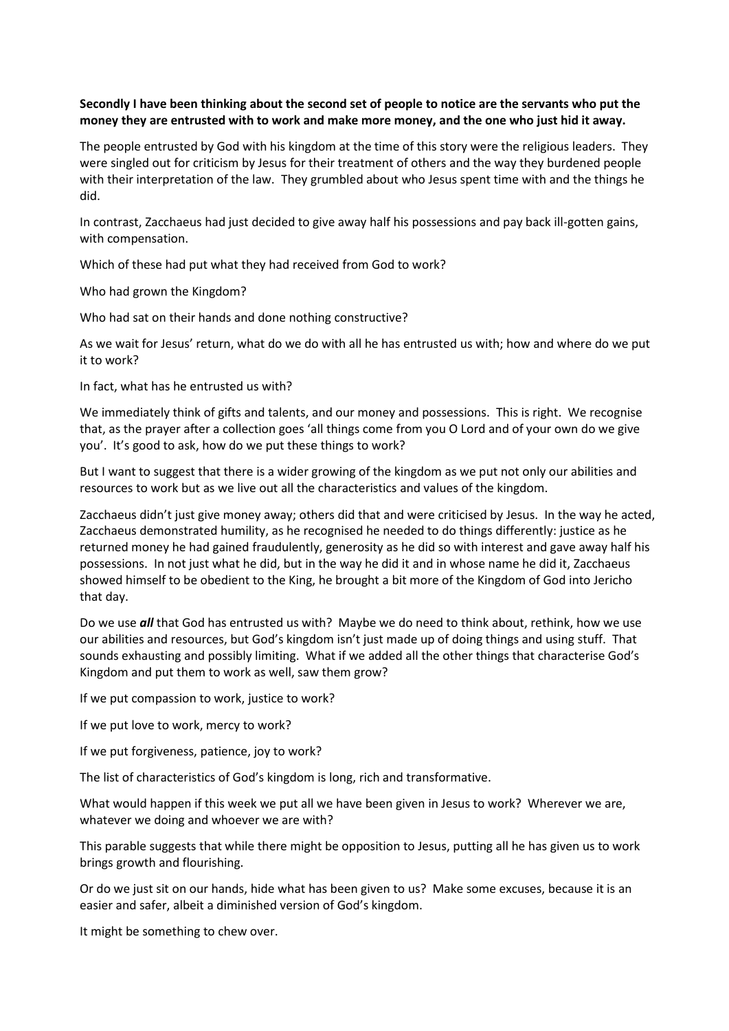**Secondly I have been thinking about the second set of people to notice are the servants who put the money they are entrusted with to work and make more money, and the one who just hid it away.**

The people entrusted by God with his kingdom at the time of this story were the religious leaders. They were singled out for criticism by Jesus for their treatment of others and the way they burdened people with their interpretation of the law. They grumbled about who Jesus spent time with and the things he did.

In contrast, Zacchaeus had just decided to give away half his possessions and pay back ill-gotten gains, with compensation.

Which of these had put what they had received from God to work?

Who had grown the Kingdom?

Who had sat on their hands and done nothing constructive?

As we wait for Jesus' return, what do we do with all he has entrusted us with; how and where do we put it to work?

In fact, what has he entrusted us with?

We immediately think of gifts and talents, and our money and possessions. This is right. We recognise that, as the prayer after a collection goes 'all things come from you O Lord and of your own do we give you'. It's good to ask, how do we put these things to work?

But I want to suggest that there is a wider growing of the kingdom as we put not only our abilities and resources to work but as we live out all the characteristics and values of the kingdom.

Zacchaeus didn't just give money away; others did that and were criticised by Jesus. In the way he acted, Zacchaeus demonstrated humility, as he recognised he needed to do things differently: justice as he returned money he had gained fraudulently, generosity as he did so with interest and gave away half his possessions. In not just what he did, but in the way he did it and in whose name he did it, Zacchaeus showed himself to be obedient to the King, he brought a bit more of the Kingdom of God into Jericho that day.

Do we use ***all*** that God has entrusted us with? Maybe we do need to think about, rethink, how we use our abilities and resources, but God's kingdom isn't just made up of doing things and using stuff. That sounds exhausting and possibly limiting. What if we added all the other things that characterise God's Kingdom and put them to work as well, saw them grow?

If we put compassion to work, justice to work?

If we put love to work, mercy to work?

If we put forgiveness, patience, joy to work?

The list of characteristics of God's kingdom is long, rich and transformative.

What would happen if this week we put all we have been given in Jesus to work? Wherever we are, whatever we doing and whoever we are with?

This parable suggests that while there might be opposition to Jesus, putting all he has given us to work brings growth and flourishing.

Or do we just sit on our hands, hide what has been given to us? Make some excuses, because it is an easier and safer, albeit a diminished version of God's kingdom.

It might be something to chew over.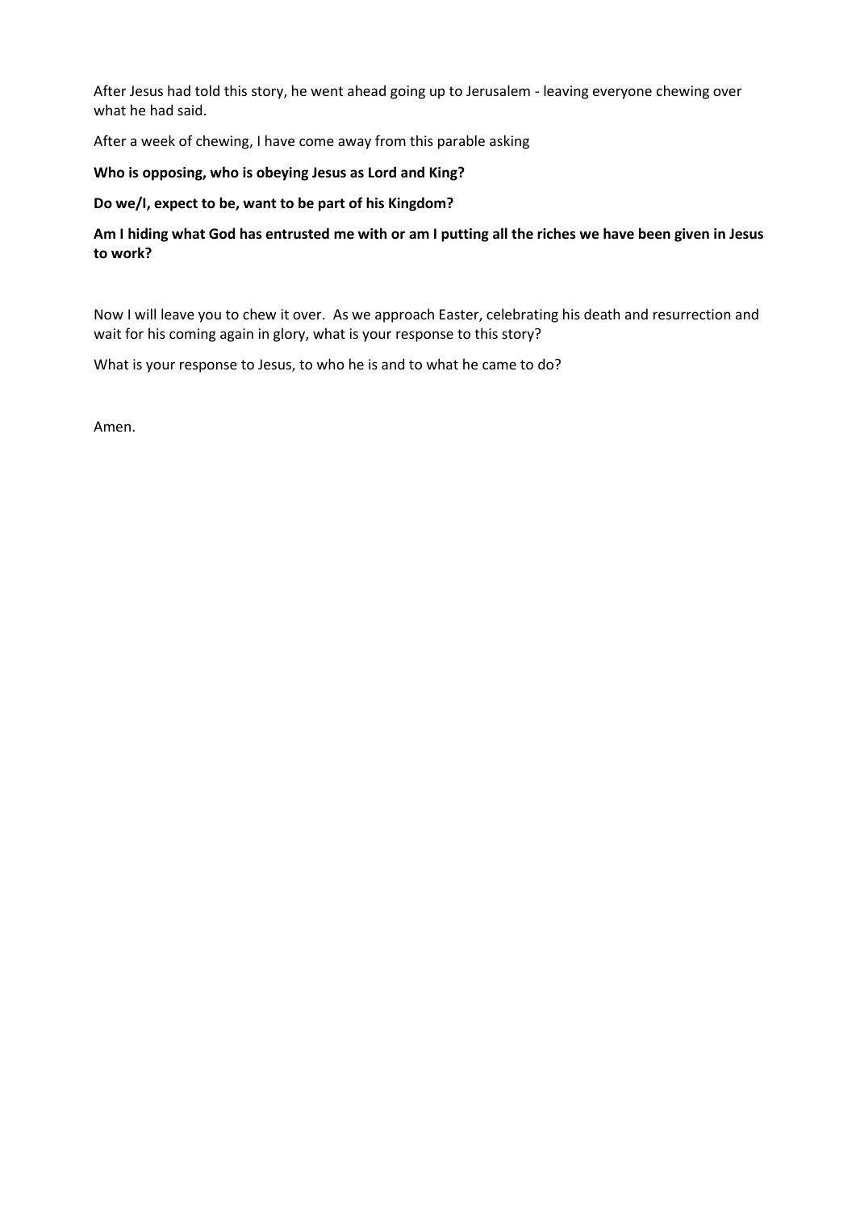After Jesus had told this story, he went ahead going up to Jerusalem - leaving everyone chewing over what he had said.

After a week of chewing, I have come away from this parable asking

**Who is opposing, who is obeying Jesus as Lord and King?**

**Do we/I, expect to be, want to be part of his Kingdom?**

**Am I hiding what God has entrusted me with or am I putting all the riches we have been given in Jesus to work?**

Now I will leave you to chew it over. As we approach Easter, celebrating his death and resurrection and wait for his coming again in glory, what is your response to this story?

What is your response to Jesus, to who he is and to what he came to do?

Amen.